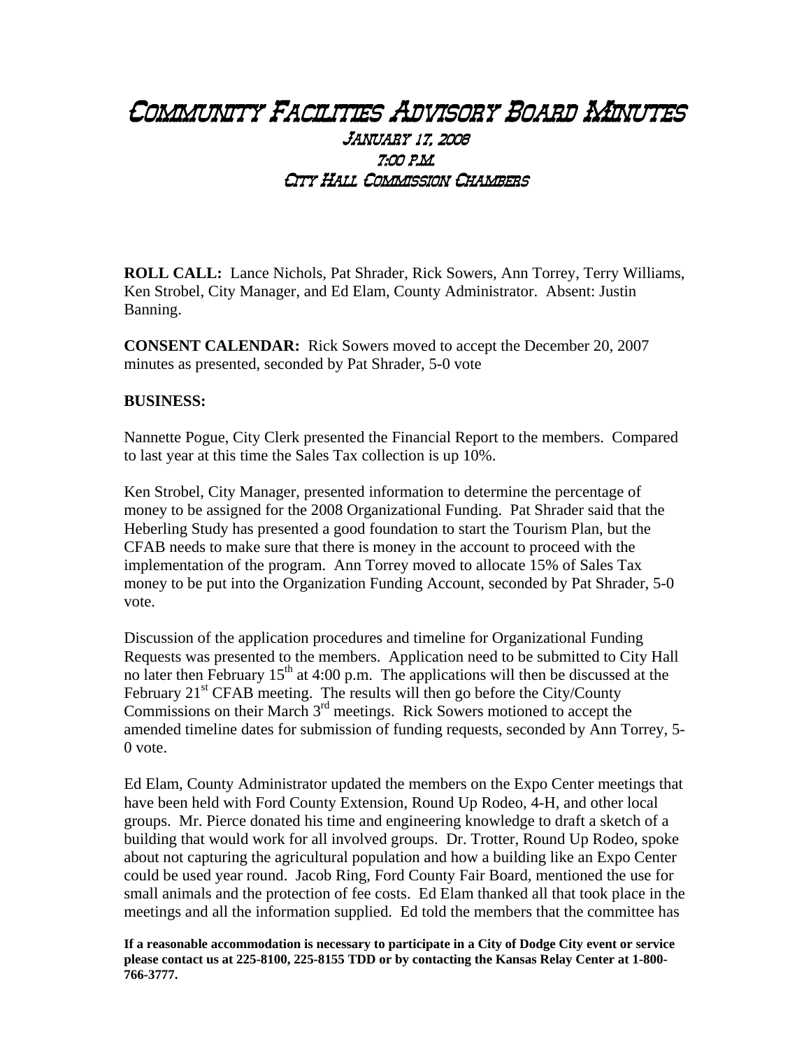# Community Facilities Advisory Board Minutes

### January 17, 2008
### 7:00 P.M.
### City Hall Commission Chambers

**ROLL CALL:** Lance Nichols, Pat Shrader, Rick Sowers, Ann Torrey, Terry Williams, Ken Strobel, City Manager, and Ed Elam, County Administrator. Absent: Justin Banning.

**CONSENT CALENDAR:** Rick Sowers moved to accept the December 20, 2007 minutes as presented, seconded by Pat Shrader, 5-0 vote

**BUSINESS:**

Nannette Pogue, City Clerk presented the Financial Report to the members. Compared to last year at this time the Sales Tax collection is up 10%.

Ken Strobel, City Manager, presented information to determine the percentage of money to be assigned for the 2008 Organizational Funding. Pat Shrader said that the Heberling Study has presented a good foundation to start the Tourism Plan, but the CFAB needs to make sure that there is money in the account to proceed with the implementation of the program. Ann Torrey moved to allocate 15% of Sales Tax money to be put into the Organization Funding Account, seconded by Pat Shrader, 5-0 vote.

Discussion of the application procedures and timeline for Organizational Funding Requests was presented to the members. Application need to be submitted to City Hall no later then February 15th at 4:00 p.m. The applications will then be discussed at the February 21st CFAB meeting. The results will then go before the City/County Commissions on their March 3rd meetings. Rick Sowers motioned to accept the amended timeline dates for submission of funding requests, seconded by Ann Torrey, 5-0 vote.

Ed Elam, County Administrator updated the members on the Expo Center meetings that have been held with Ford County Extension, Round Up Rodeo, 4-H, and other local groups. Mr. Pierce donated his time and engineering knowledge to draft a sketch of a building that would work for all involved groups. Dr. Trotter, Round Up Rodeo, spoke about not capturing the agricultural population and how a building like an Expo Center could be used year round. Jacob Ring, Ford County Fair Board, mentioned the use for small animals and the protection of fee costs. Ed Elam thanked all that took place in the meetings and all the information supplied. Ed told the members that the committee has

**If a reasonable accommodation is necessary to participate in a City of Dodge City event or service please contact us at 225-8100, 225-8155 TDD or by contacting the Kansas Relay Center at 1-800-766-3777.**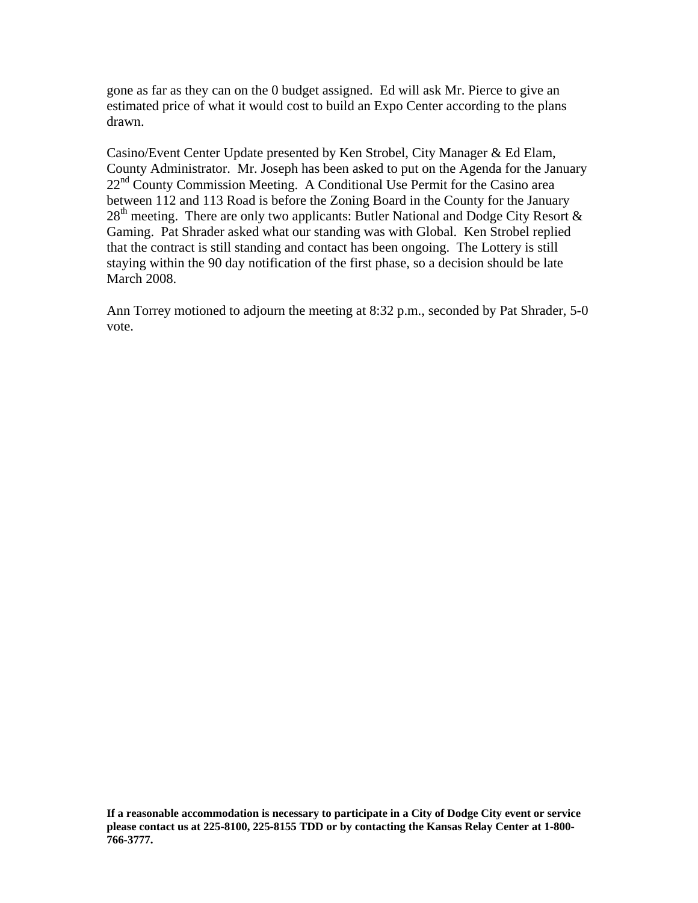gone as far as they can on the 0 budget assigned. Ed will ask Mr. Pierce to give an estimated price of what it would cost to build an Expo Center according to the plans drawn.

Casino/Event Center Update presented by Ken Strobel, City Manager & Ed Elam, County Administrator. Mr. Joseph has been asked to put on the Agenda for the January 22nd County Commission Meeting. A Conditional Use Permit for the Casino area between 112 and 113 Road is before the Zoning Board in the County for the January 28th meeting. There are only two applicants: Butler National and Dodge City Resort & Gaming. Pat Shrader asked what our standing was with Global. Ken Strobel replied that the contract is still standing and contact has been ongoing. The Lottery is still staying within the 90 day notification of the first phase, so a decision should be late March 2008.

Ann Torrey motioned to adjourn the meeting at 8:32 p.m., seconded by Pat Shrader, 5-0 vote.

**If a reasonable accommodation is necessary to participate in a City of Dodge City event or service please contact us at 225-8100, 225-8155 TDD or by contacting the Kansas Relay Center at 1-800-766-3777.**